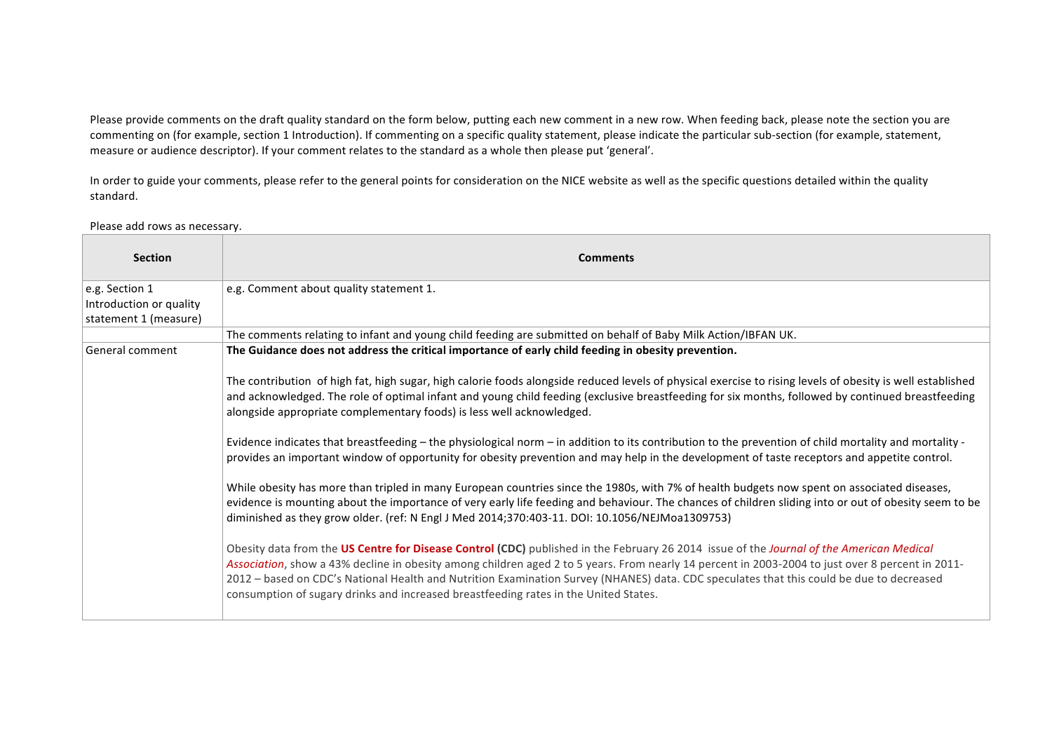Please provide comments on the draft quality standard on the form below, putting each new comment in a new row. When feeding back, please note the section you are commenting on (for example, section 1 Introduction). If commenting on a specific quality statement, please indicate the particular sub-section (for example, statement, measure or audience descriptor). If your comment relates to the standard as a whole then please put 'general'.

In order to guide your comments, please refer to the general points for consideration on the NICE website as well as the specific questions detailed within the quality standard.

Please add rows as necessary.

| Section | Comments |
|---|---|
| e.g. Section 1 Introduction or quality statement 1 (measure) | e.g. Comment about quality statement 1. |
| | The comments relating to infant and young child feeding are submitted on behalf of Baby Milk Action/IBFAN UK. |
| General comment | **The Guidance does not address the critical importance of early child feeding in obesity prevention.**<br><br>The contribution of high fat, high sugar, high calorie foods alongside reduced levels of physical exercise to rising levels of obesity is well established and acknowledged. The role of optimal infant and young child feeding (exclusive breastfeeding for six months, followed by continued breastfeeding alongside appropriate complementary foods) is less well acknowledged.<br><br>Evidence indicates that breastfeeding – the physiological norm – in addition to its contribution to the prevention of child mortality and mortality - provides an important window of opportunity for obesity prevention and may help in the development of taste receptors and appetite control.<br><br>While obesity has more than tripled in many European countries since the 1980s, with 7% of health budgets now spent on associated diseases, evidence is mounting about the importance of very early life feeding and behaviour. The chances of children sliding into or out of obesity seem to be diminished as they grow older. (ref: N Engl J Med 2014;370:403-11. DOI: 10.1056/NEJMoa1309753)<br><br>Obesity data from the **US Centre for Disease Control (CDC)** published in the February 26 2014 issue of the *Journal of the American Medical Association*, show a 43% decline in obesity among children aged 2 to 5 years. From nearly 14 percent in 2003-2004 to just over 8 percent in 2011-2012 – based on CDC's National Health and Nutrition Examination Survey (NHANES) data. CDC speculates that this could be due to decreased consumption of sugary drinks and increased breastfeeding rates in the United States. |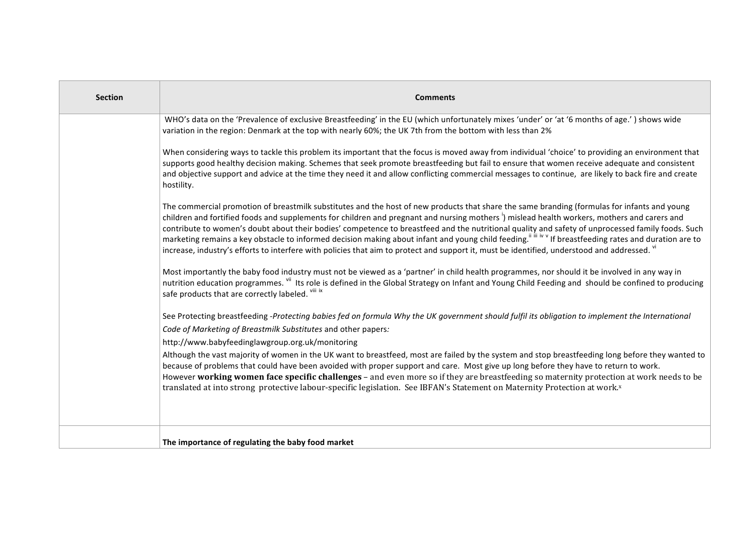| Section | Comments |
|---|---|
| | WHO's data on the 'Prevalence of exclusive Breastfeeding' in the EU (which unfortunately mixes 'under' or 'at '6 months of age.' ) shows wide variation in the region: Denmark at the top with nearly 60%; the UK 7th from the bottom with less than 2%<br><br>When considering ways to tackle this problem its important that the focus is moved away from individual 'choice' to providing an environment that supports good healthy decision making. Schemes that seek promote breastfeeding but fail to ensure that women receive adequate and consistent and objective support and advice at the time they need it and allow conflicting commercial messages to continue, are likely to back fire and create hostility.<br><br>The commercial promotion of breastmilk substitutes and the host of new products that share the same branding (formulas for infants and young children and fortified foods and supplements for children and pregnant and nursing mothers [i]) mislead health workers, mothers and carers and contribute to women's doubt about their bodies' competence to breastfeed and the nutritional quality and safety of unprocessed family foods. Such marketing remains a key obstacle to informed decision making about infant and young child feeding.[ii iii iv v] If breastfeeding rates and duration are to increase, industry's efforts to interfere with policies that aim to protect and support it, must be identified, understood and addressed. [vi]<br><br>Most importantly the baby food industry must not be viewed as a 'partner' in child health programmes, nor should it be involved in any way in nutrition education programmes. [vii] Its role is defined in the Global Strategy on Infant and Young Child Feeding and should be confined to producing safe products that are correctly labeled. [viii ix]<br><br>See Protecting breastfeeding -*Protecting babies fed on formula Why the UK government should fulfil its obligation to implement the International Code of Marketing of Breastmilk Substitutes* and other papers*:*<br>http://www.babyfeedinglawgroup.org.uk/monitoring<br>Although the vast majority of women in the UK want to breastfeed, most are failed by the system and stop breastfeeding long before they wanted to because of problems that could have been avoided with proper support and care. Most give up long before they have to return to work.<br>However **working women face specific challenges** – and even more so if they are breastfeeding so maternity protection at work needs to be translated at into strong protective labour-specific legislation. See IBFAN's Statement on Maternity Protection at work.[x] |
| | **The importance of regulating the baby food market** |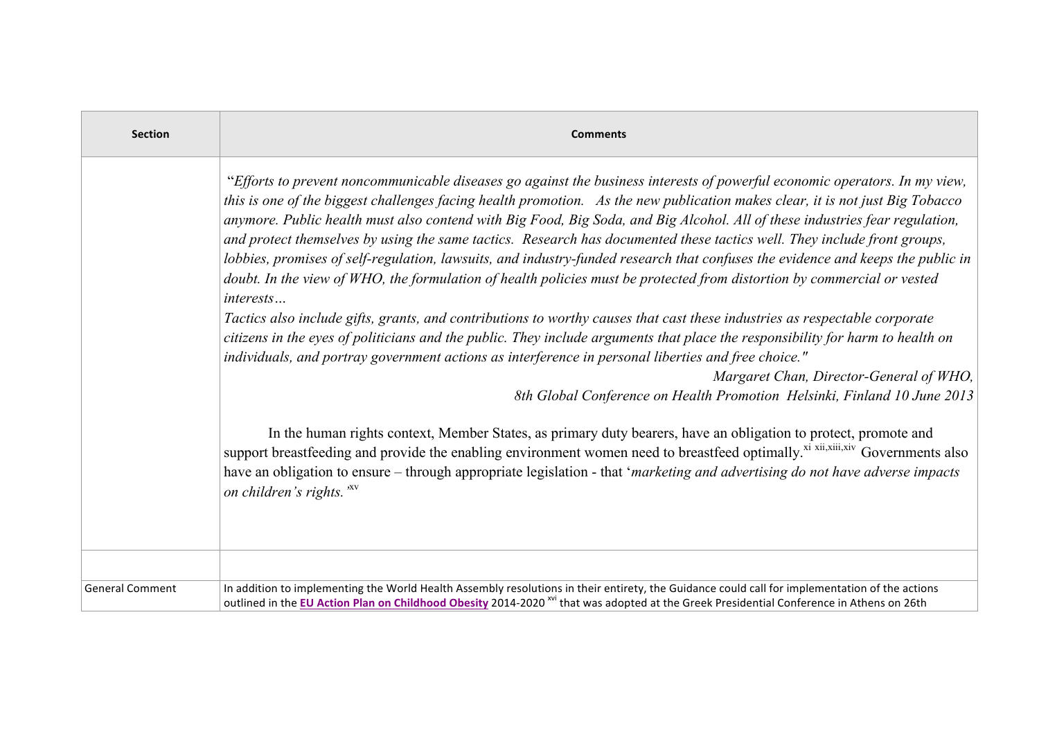| Section | Comments |
| --- | --- |
| | "*Efforts to prevent noncommunicable diseases go against the business interests of powerful economic operators. In my view, this is one of the biggest challenges facing health promotion. As the new publication makes clear, it is not just Big Tobacco anymore. Public health must also contend with Big Food, Big Soda, and Big Alcohol. All of these industries fear regulation, and protect themselves by using the same tactics. Research has documented these tactics well. They include front groups, lobbies, promises of self-regulation, lawsuits, and industry-funded research that confuses the evidence and keeps the public in doubt. In the view of WHO, the formulation of health policies must be protected from distortion by commercial or vested interests…* <br> *Tactics also include gifts, grants, and contributions to worthy causes that cast these industries as respectable corporate citizens in the eyes of politicians and the public. They include arguments that place the responsibility for harm to health on individuals, and portray government actions as interference in personal liberties and free choice."* <br> *Margaret Chan, Director-General of WHO,* <br> *8th Global Conference on Health Promotion Helsinki, Finland 10 June 2013* <br><br> In the human rights context, Member States, as primary duty bearers, have an obligation to protect, promote and support breastfeeding and provide the enabling environment women need to breastfeed optimally.[xi xii,xiii,xiv] Governments also have an obligation to ensure – through appropriate legislation - that '*marketing and advertising do not have adverse impacts on children's rights.*'[xv] |
| | |
| General Comment | In addition to implementing the World Health Assembly resolutions in their entirety, the Guidance could call for implementation of the actions outlined in the **EU Action Plan on Childhood Obesity** 2014-2020 [xvi] that was adopted at the Greek Presidential Conference in Athens on 26th |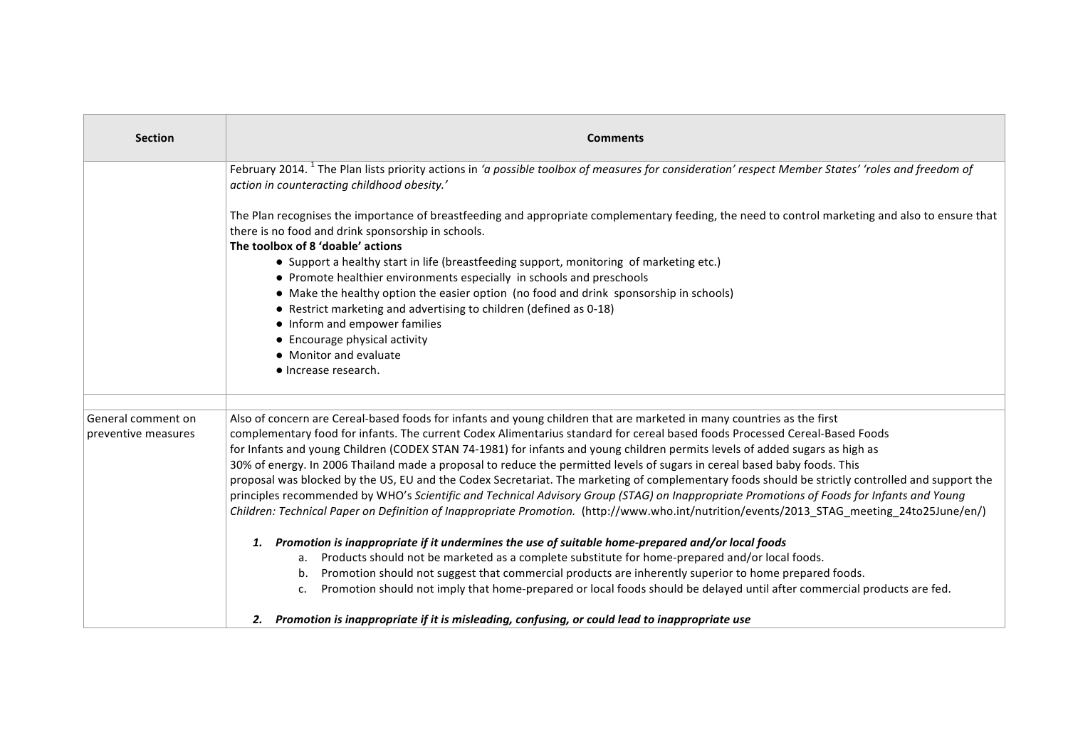| Section | Comments |
| --- | --- |
| | February 2014. [1] The Plan lists priority actions in *'a possible toolbox of measures for consideration'* respect Member States' *'roles and freedom of action in counteracting childhood obesity.'*<br><br>The Plan recognises the importance of breastfeeding and appropriate complementary feeding, the need to control marketing and also to ensure that there is no food and drink sponsorship in schools.<br>**The toolbox of 8 'doable' actions**<br>• Support a healthy start in life (breastfeeding support, monitoring of marketing etc.)<br>• Promote healthier environments especially in schools and preschools<br>• Make the healthy option the easier option (no food and drink sponsorship in schools)<br>• Restrict marketing and advertising to children (defined as 0-18)<br>• Inform and empower families<br>• Encourage physical activity<br>• Monitor and evaluate<br>• Increase research. |
| | |
| General comment on preventive measures | Also of concern are Cereal-based foods for infants and young children that are marketed in many countries as the first complementary food for infants. The current Codex Alimentarius standard for cereal based foods Processed Cereal-Based Foods for Infants and young Children (CODEX STAN 74-1981) for infants and young children permits levels of added sugars as high as 30% of energy. In 2006 Thailand made a proposal to reduce the permitted levels of sugars in cereal based baby foods. This proposal was blocked by the US, EU and the Codex Secretariat. The marketing of complementary foods should be strictly controlled and support the principles recommended by WHO's *Scientific and Technical Advisory Group (STAG) on Inappropriate Promotions of Foods for Infants and Young Children: Technical Paper on Definition of Inappropriate Promotion.* (http://www.who.int/nutrition/events/2013_STAG_meeting_24to25June/en/)<br><br>***1. Promotion is inappropriate if it undermines the use of suitable home-prepared and/or local foods***<br>a. Products should not be marketed as a complete substitute for home-prepared and/or local foods.<br>b. Promotion should not suggest that commercial products are inherently superior to home prepared foods.<br>c. Promotion should not imply that home-prepared or local foods should be delayed until after commercial products are fed.<br><br>***2. Promotion is inappropriate if it is misleading, confusing, or could lead to inappropriate use*** |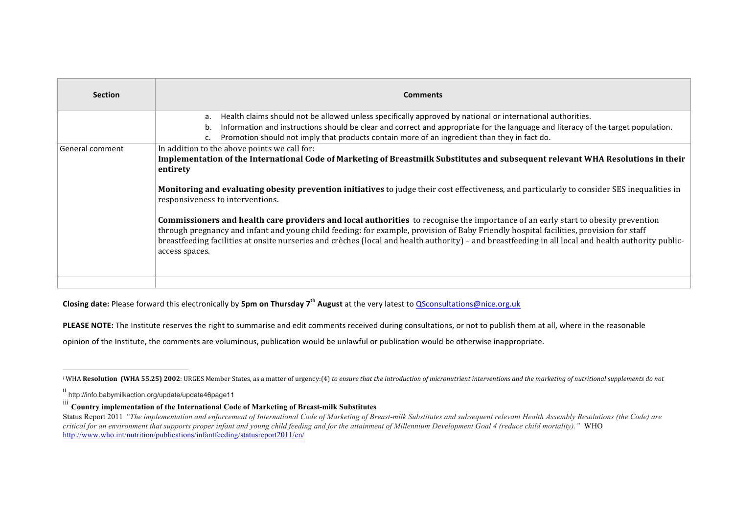| Section | Comments |
|---|---|
| | a. Health claims should not be allowed unless specifically approved by national or international authorities.<br>b. Information and instructions should be clear and correct and appropriate for the language and literacy of the target population.<br>c. Promotion should not imply that products contain more of an ingredient than they in fact do. |
| General comment | In addition to the above points we call for:<br>**Implementation of the International Code of Marketing of Breastmilk Substitutes and subsequent relevant WHA Resolutions in their entirety**<br><br>**Monitoring and evaluating obesity prevention initiatives** to judge their cost effectiveness, and particularly to consider SES inequalities in responsiveness to interventions.<br><br>**Commissioners and health care providers and local authorities** to recognise the importance of an early start to obesity prevention through pregnancy and infant and young child feeding: for example, provision of Baby Friendly hospital facilities, provision for staff breastfeeding facilities at onsite nurseries and crèches (local and health authority) – and breastfeeding in all local and health authority public-access spaces. |
| | |

**Closing date:** Please forward this electronically by **5pm on Thursday 7th August** at the very latest to QSconsultations@nice.org.uk

**PLEASE NOTE:** The Institute reserves the right to summarise and edit comments received during consultations, or not to publish them at all, where in the reasonable opinion of the Institute, the comments are voluminous, publication would be unlawful or publication would be otherwise inappropriate.

---

[i] WHA **Resolution (WHA 55.25) 2002**: URGES Member States, as a matter of urgency:(4) *to ensure that the introduction of micronutrient interventions and the marketing of nutritional supplements do not*

[ii] http://info.babymilkaction.org/update/update46page11

[iii] **Country implementation of the International Code of Marketing of Breast-milk Substitutes**
Status Report 2011 *"The implementation and enforcement of International Code of Marketing of Breast-milk Substitutes and subsequent relevant Health Assembly Resolutions (the Code) are critical for an environment that supports proper infant and young child feeding and for the attainment of Millennium Development Goal 4 (reduce child mortality)."* WHO http://www.who.int/nutrition/publications/infantfeeding/statusreport2011/en/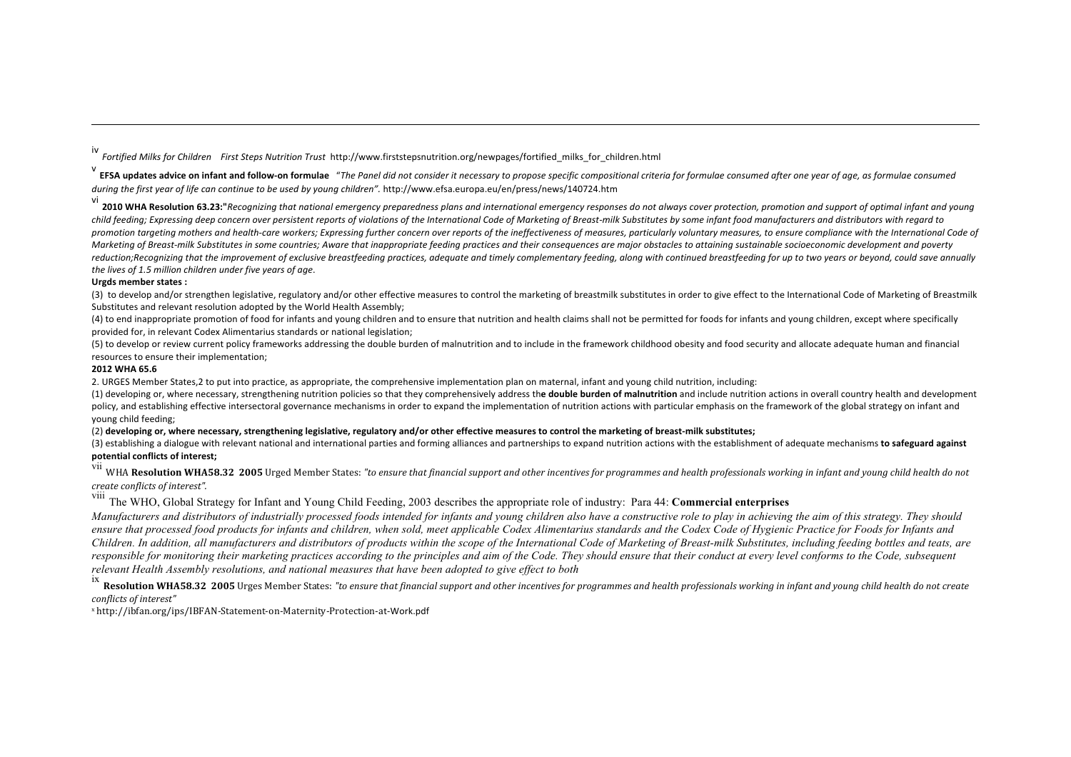---

[iv] *Fortified Milks for Children First Steps Nutrition Trust* http://www.firststepsnutrition.org/newpages/fortified_milks_for_children.html

[v] **EFSA updates advice on infant and follow-on formulae** *"The Panel did not consider it necessary to propose specific compositional criteria for formulae consumed after one year of age, as formulae consumed during the first year of life can continue to be used by young children".* http://www.efsa.europa.eu/en/press/news/140724.htm

[vi] **2010 WHA Resolution 63.23:"***Recognizing that national emergency preparedness plans and international emergency responses do not always cover protection, promotion and support of optimal infant and young child feeding; Expressing deep concern over persistent reports of violations of the International Code of Marketing of Breast-milk Substitutes by some infant food manufacturers and distributors with regard to promotion targeting mothers and health-care workers; Expressing further concern over reports of the ineffectiveness of measures, particularly voluntary measures, to ensure compliance with the International Code of Marketing of Breast-milk Substitutes in some countries; Aware that inappropriate feeding practices and their consequences are major obstacles to attaining sustainable socioeconomic development and poverty reduction;Recognizing that the improvement of exclusive breastfeeding practices, adequate and timely complementary feeding, along with continued breastfeeding for up to two years or beyond, could save annually the lives of 1.5 million children under five years of age.*

**Urgds member states :**

(3) to develop and/or strengthen legislative, regulatory and/or other effective measures to control the marketing of breastmilk substitutes in order to give effect to the International Code of Marketing of Breastmilk Substitutes and relevant resolution adopted by the World Health Assembly;

(4) to end inappropriate promotion of food for infants and young children and to ensure that nutrition and health claims shall not be permitted for foods for infants and young children, except where specifically provided for, in relevant Codex Alimentarius standards or national legislation;

(5) to develop or review current policy frameworks addressing the double burden of malnutrition and to include in the framework childhood obesity and food security and allocate adequate human and financial resources to ensure their implementation;

**2012 WHA 65.6**

2. URGES Member States,2 to put into practice, as appropriate, the comprehensive implementation plan on maternal, infant and young child nutrition, including:

(1) developing or, where necessary, strengthening nutrition policies so that they comprehensively address th**e double burden of malnutrition** and include nutrition actions in overall country health and development policy, and establishing effective intersectoral governance mechanisms in order to expand the implementation of nutrition actions with particular emphasis on the framework of the global strategy on infant and young child feeding;

(2) **developing or, where necessary, strengthening legislative, regulatory and/or other effective measures to control the marketing of breast-milk substitutes;**

(3) establishing a dialogue with relevant national and international parties and forming alliances and partnerships to expand nutrition actions with the establishment of adequate mechanisms **to safeguard against potential conflicts of interest;**

[vii] WHA **Resolution WHA58.32 2005** Urged Member States: *"to ensure that financial support and other incentives for programmes and health professionals working in infant and young child health do not create conflicts of interest".*

[viii] The WHO, Global Strategy for Infant and Young Child Feeding, 2003 describes the appropriate role of industry: Para 44: **Commercial enterprises**

*Manufacturers and distributors of industrially processed foods intended for infants and young children also have a constructive role to play in achieving the aim of this strategy. They should ensure that processed food products for infants and children, when sold, meet applicable Codex Alimentarius standards and the Codex Code of Hygienic Practice for Foods for Infants and Children. In addition, all manufacturers and distributors of products within the scope of the International Code of Marketing of Breast-milk Substitutes, including feeding bottles and teats, are responsible for monitoring their marketing practices according to the principles and aim of the Code. They should ensure that their conduct at every level conforms to the Code, subsequent relevant Health Assembly resolutions, and national measures that have been adopted to give effect to both*

[ix] **Resolution WHA58.32 2005** Urges Member States: *"to ensure that financial support and other incentives for programmes and health professionals working in infant and young child health do not create conflicts of interest"*

[x] http://ibfan.org/ips/IBFAN-Statement-on-Maternity-Protection-at-Work.pdf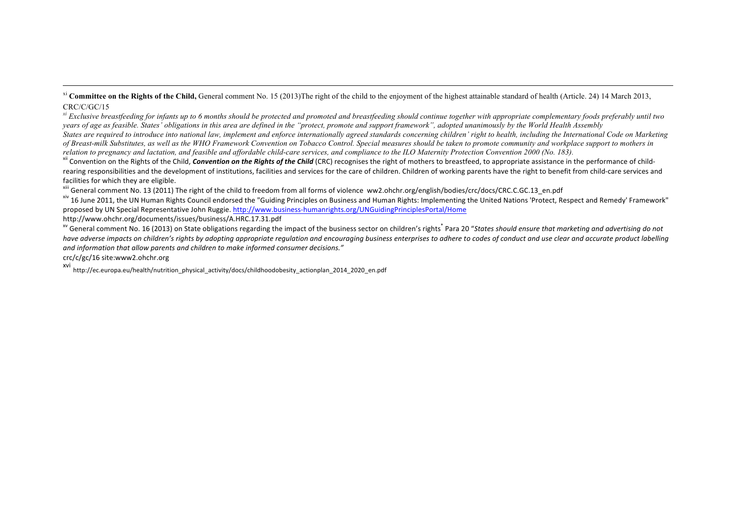[xi] **Committee on the Rights of the Child,** General comment No. 15 (2013)The right of the child to the enjoyment of the highest attainable standard of health (Article. 24) 14 March 2013, CRC/C/GC/15

[xi] *Exclusive breastfeeding for infants up to 6 months should be protected and promoted and breastfeeding should continue together with appropriate complementary foods preferably until two years of age as feasible. States' obligations in this area are defined in the "protect, promote and support framework", adopted unanimously by the World Health Assembly States are required to introduce into national law, implement and enforce internationally agreed standards concerning children' right to health, including the International Code on Marketing of Breast-milk Substitutes, as well as the WHO Framework Convention on Tobacco Control. Special measures should be taken to promote community and workplace support to mothers in relation to pregnancy and lactation, and feasible and affordable child-care services, and compliance to the ILO Maternity Protection Convention 2000 (No. 183).*

[xii] Convention on the Rights of the Child, ***Convention on the Rights of the Child*** (CRC) recognises the right of mothers to breastfeed, to appropriate assistance in the performance of child-rearing responsibilities and the development of institutions, facilities and services for the care of children. Children of working parents have the right to benefit from child-care services and facilities for which they are eligible.

[xiii] General comment No. 13 (2011) The right of the child to freedom from all forms of violence ww2.ohchr.org/english/bodies/crc/docs/CRC.C.GC.13_en.pdf

[xiv] 16 June 2011, the UN Human Rights Council endorsed the "Guiding Principles on Business and Human Rights: Implementing the United Nations 'Protect, Respect and Remedy' Framework" proposed by UN Special Representative John Ruggie. http://www.business-humanrights.org/UNGuidingPrinciplesPortal/Home

http://www.ohchr.org/documents/issues/business/A.HRC.17.31.pdf

[xv] General comment No. 16 (2013) on State obligations regarding the impact of the business sector on children's rights[*] Para 20 "*States should ensure that marketing and advertising do not have adverse impacts on children's rights by adopting appropriate regulation and encouraging business enterprises to adhere to codes of conduct and use clear and accurate product labelling and information that allow parents and children to make informed consumer decisions."*

crc/c/gc/16 site:www2.ohchr.org

[xvi] http://ec.europa.eu/health/nutrition_physical_activity/docs/childhoodobesity_actionplan_2014_2020_en.pdf